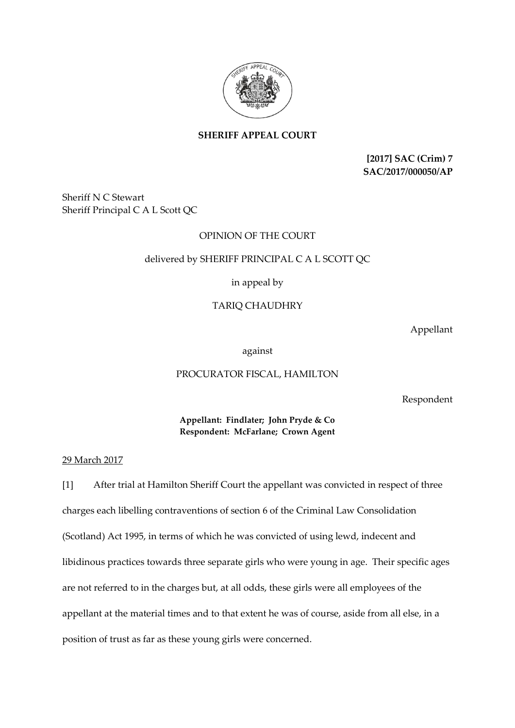**SHERIFF APPEAL COURT**

**[2017] SAC (Crim) 7**
**SAC/2017/000050/AP**

Sheriff N C Stewart
Sheriff Principal C A L Scott QC

OPINION OF THE COURT

delivered by SHERIFF PRINCIPAL C A L SCOTT QC

in appeal by

TARIQ CHAUDHRY

Appellant

against

PROCURATOR FISCAL, HAMILTON

Respondent

**Appellant: Findlater; John Pryde & Co**
**Respondent: McFarlane; Crown Agent**

29 March 2017

[1] After trial at Hamilton Sheriff Court the appellant was convicted in respect of three charges each libelling contraventions of section 6 of the Criminal Law Consolidation (Scotland) Act 1995, in terms of which he was convicted of using lewd, indecent and libidinous practices towards three separate girls who were young in age. Their specific ages are not referred to in the charges but, at all odds, these girls were all employees of the appellant at the material times and to that extent he was of course, aside from all else, in a position of trust as far as these young girls were concerned.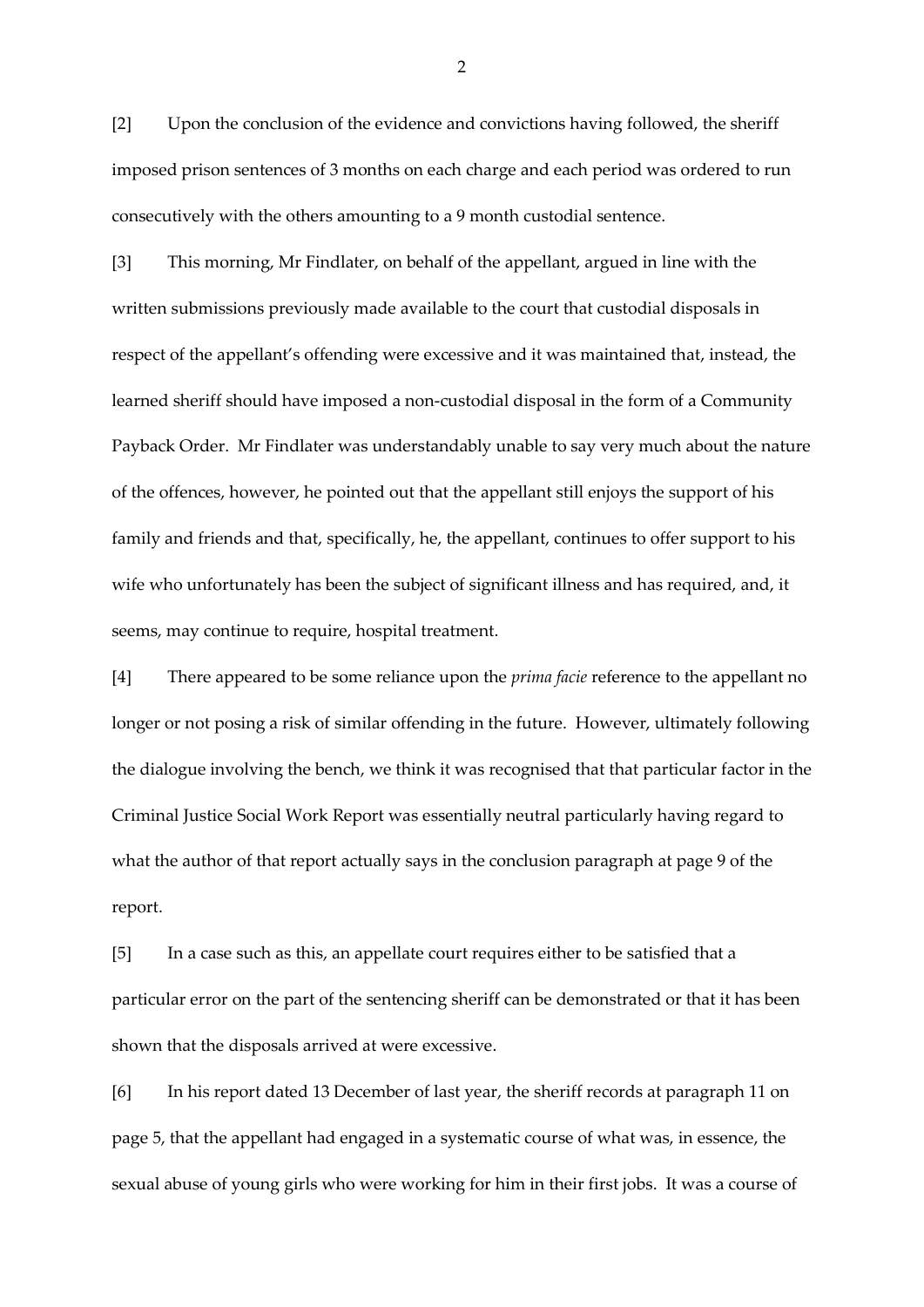[2] Upon the conclusion of the evidence and convictions having followed, the sheriff imposed prison sentences of 3 months on each charge and each period was ordered to run consecutively with the others amounting to a 9 month custodial sentence.

[3] This morning, Mr Findlater, on behalf of the appellant, argued in line with the written submissions previously made available to the court that custodial disposals in respect of the appellant's offending were excessive and it was maintained that, instead, the learned sheriff should have imposed a non-custodial disposal in the form of a Community Payback Order. Mr Findlater was understandably unable to say very much about the nature of the offences, however, he pointed out that the appellant still enjoys the support of his family and friends and that, specifically, he, the appellant, continues to offer support to his wife who unfortunately has been the subject of significant illness and has required, and, it seems, may continue to require, hospital treatment.

[4] There appeared to be some reliance upon the *prima facie* reference to the appellant no longer or not posing a risk of similar offending in the future. However, ultimately following the dialogue involving the bench, we think it was recognised that that particular factor in the Criminal Justice Social Work Report was essentially neutral particularly having regard to what the author of that report actually says in the conclusion paragraph at page 9 of the report.

[5] In a case such as this, an appellate court requires either to be satisfied that a particular error on the part of the sentencing sheriff can be demonstrated or that it has been shown that the disposals arrived at were excessive.

[6] In his report dated 13 December of last year, the sheriff records at paragraph 11 on page 5, that the appellant had engaged in a systematic course of what was, in essence, the sexual abuse of young girls who were working for him in their first jobs. It was a course of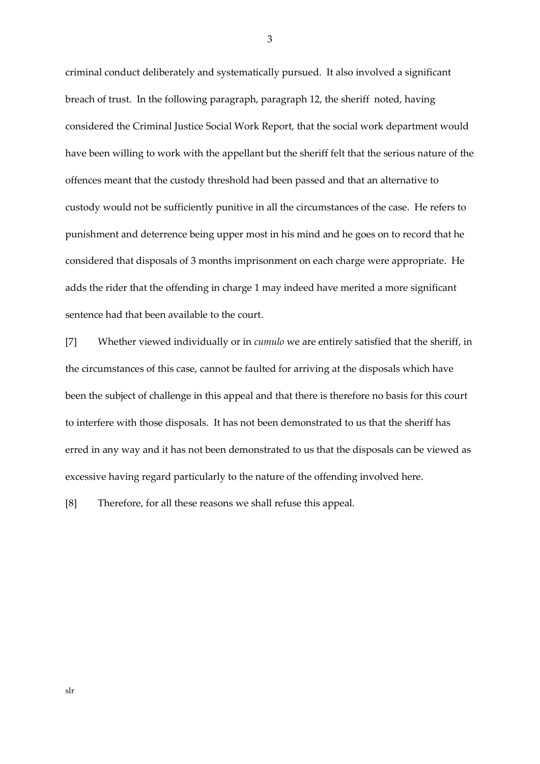criminal conduct deliberately and systematically pursued. It also involved a significant breach of trust. In the following paragraph, paragraph 12, the sheriff noted, having considered the Criminal Justice Social Work Report, that the social work department would have been willing to work with the appellant but the sheriff felt that the serious nature of the offences meant that the custody threshold had been passed and that an alternative to custody would not be sufficiently punitive in all the circumstances of the case. He refers to punishment and deterrence being upper most in his mind and he goes on to record that he considered that disposals of 3 months imprisonment on each charge were appropriate. He adds the rider that the offending in charge 1 may indeed have merited a more significant sentence had that been available to the court.

[7] Whether viewed individually or in *cumulo* we are entirely satisfied that the sheriff, in the circumstances of this case, cannot be faulted for arriving at the disposals which have been the subject of challenge in this appeal and that there is therefore no basis for this court to interfere with those disposals. It has not been demonstrated to us that the sheriff has erred in any way and it has not been demonstrated to us that the disposals can be viewed as excessive having regard particularly to the nature of the offending involved here.

[8] Therefore, for all these reasons we shall refuse this appeal.

slr